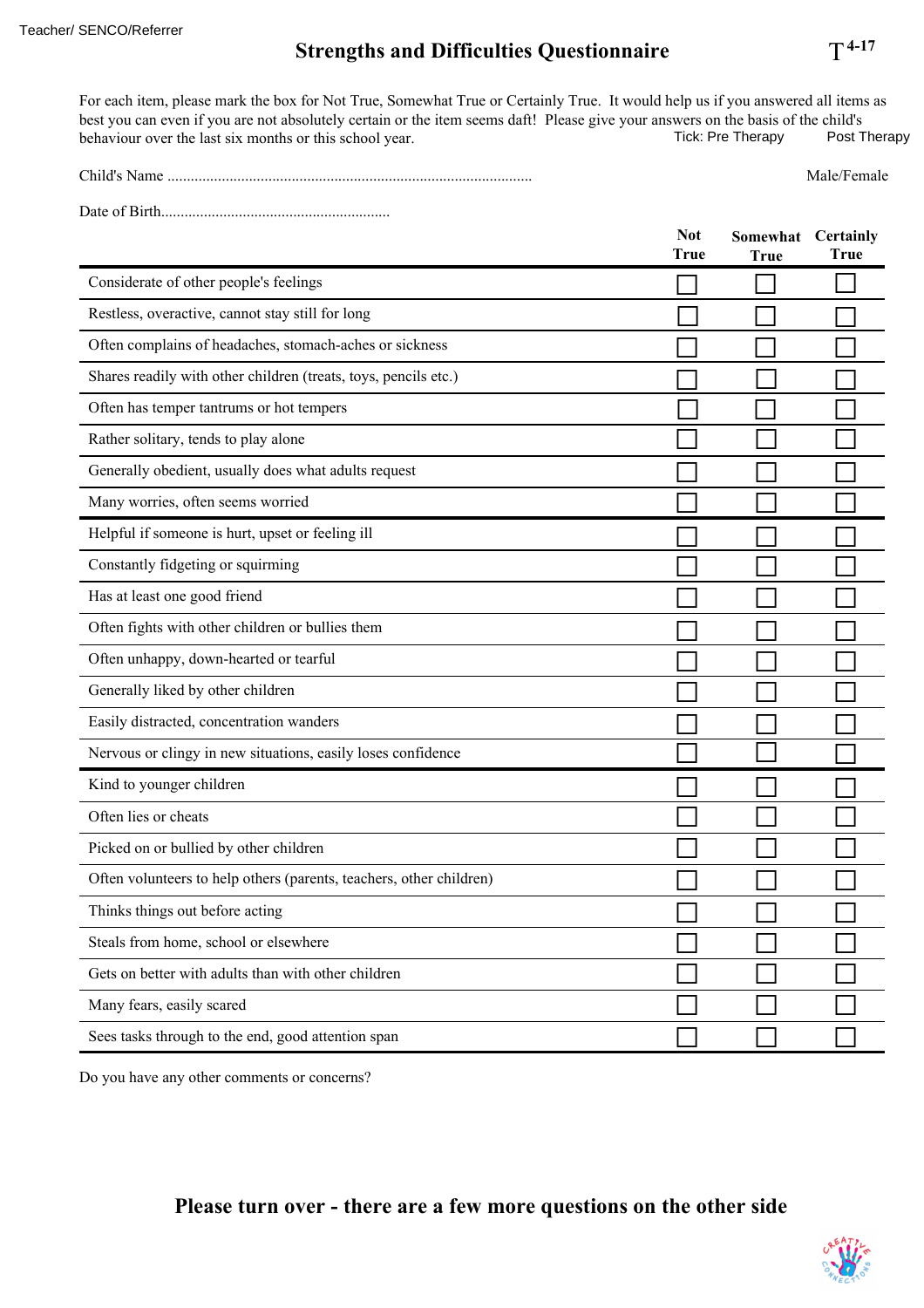Teacher/ SENCO/Referrer

# Strengths and Difficulties Questionnaire

T 4-17

For each item, please mark the box for Not True, Somewhat True or Certainly True. It would help us if you answered all items as best you can even if you are not absolutely certain or the item seems daft! Please give your answers on the basis of the child's behaviour over the last six months or this school year.

Tick: Pre Therapy ☐ Post Therapy ☐

Child's Name ............................................................................................ Male/Female

Date of Birth..........................................................

| | Not True | Somewhat True | Certainly True |
|---|---|---|---|
| Considerate of other people's feelings | ☐ | ☐ | ☐ |
| Restless, overactive, cannot stay still for long | ☐ | ☐ | ☐ |
| Often complains of headaches, stomach-aches or sickness | ☐ | ☐ | ☐ |
| Shares readily with other children (treats, toys, pencils etc.) | ☐ | ☐ | ☐ |
| Often has temper tantrums or hot tempers | ☐ | ☐ | ☐ |
| Rather solitary, tends to play alone | ☐ | ☐ | ☐ |
| Generally obedient, usually does what adults request | ☐ | ☐ | ☐ |
| Many worries, often seems worried | ☐ | ☐ | ☐ |
| Helpful if someone is hurt, upset or feeling ill | ☐ | ☐ | ☐ |
| Constantly fidgeting or squirming | ☐ | ☐ | ☐ |
| Has at least one good friend | ☐ | ☐ | ☐ |
| Often fights with other children or bullies them | ☐ | ☐ | ☐ |
| Often unhappy, down-hearted or tearful | ☐ | ☐ | ☐ |
| Generally liked by other children | ☐ | ☐ | ☐ |
| Easily distracted, concentration wanders | ☐ | ☐ | ☐ |
| Nervous or clingy in new situations, easily loses confidence | ☐ | ☐ | ☐ |
| Kind to younger children | ☐ | ☐ | ☐ |
| Often lies or cheats | ☐ | ☐ | ☐ |
| Picked on or bullied by other children | ☐ | ☐ | ☐ |
| Often volunteers to help others (parents, teachers, other children) | ☐ | ☐ | ☐ |
| Thinks things out before acting | ☐ | ☐ | ☐ |
| Steals from home, school or elsewhere | ☐ | ☐ | ☐ |
| Gets on better with adults than with other children | ☐ | ☐ | ☐ |
| Many fears, easily scared | ☐ | ☐ | ☐ |
| Sees tasks through to the end, good attention span | ☐ | ☐ | ☐ |

Do you have any other comments or concerns?

**Please turn over - there are a few more questions on the other side**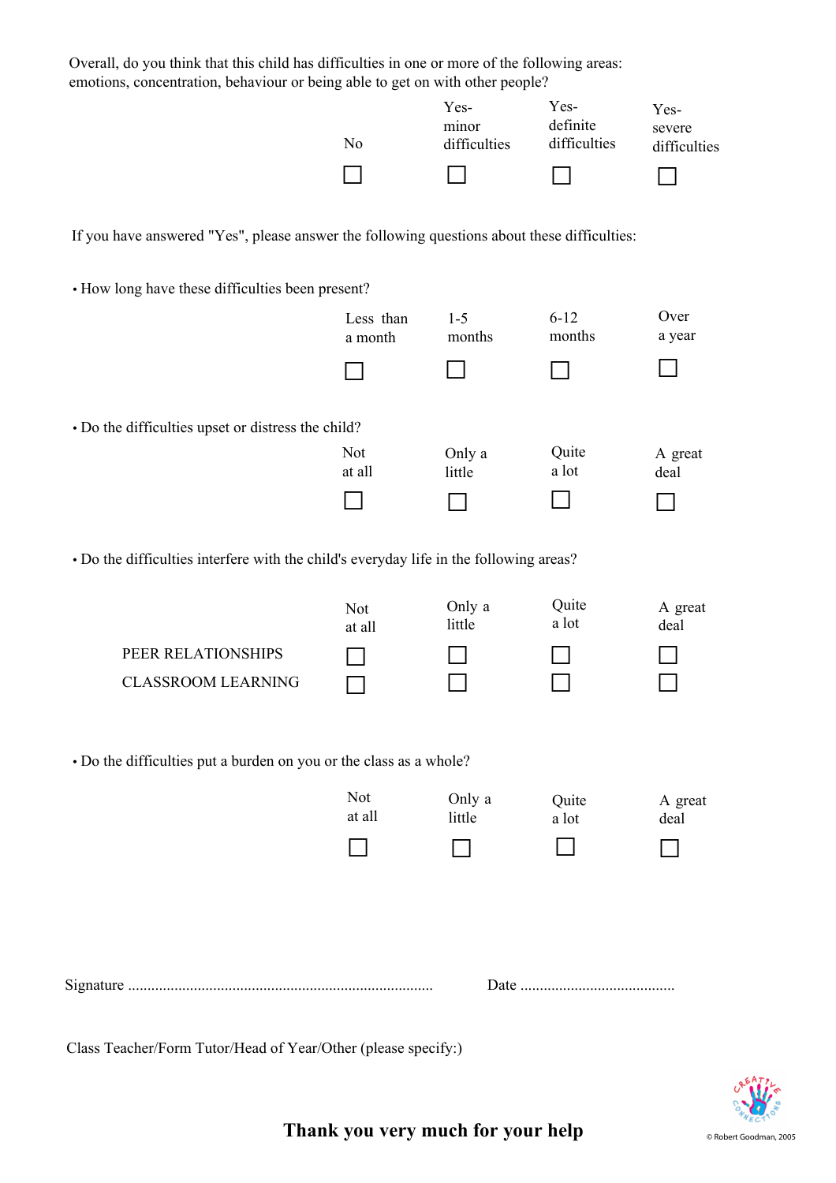Overall, do you think that this child has difficulties in one or more of the following areas: emotions, concentration, behaviour or being able to get on with other people?

| No | Yes-minor difficulties | Yes-definite difficulties | Yes-severe difficulties |
|---|---|---|---|
| ☐ | ☐ | ☐ | ☐ |

If you have answered "Yes", please answer the following questions about these difficulties:

• How long have these difficulties been present?

| Less than a month | 1-5 months | 6-12 months | Over a year |
|---|---|---|---|
| ☐ | ☐ | ☐ | ☐ |

• Do the difficulties upset or distress the child?

| Not at all | Only a little | Quite a lot | A great deal |
|---|---|---|---|
| ☐ | ☐ | ☐ | ☐ |

• Do the difficulties interfere with the child's everyday life in the following areas?

| | Not at all | Only a little | Quite a lot | A great deal |
|---|---|---|---|---|
| PEER RELATIONSHIPS | ☐ | ☐ | ☐ | ☐ |
| CLASSROOM LEARNING | ☐ | ☐ | ☐ | ☐ |

• Do the difficulties put a burden on you or the class as a whole?

| Not at all | Only a little | Quite a lot | A great deal |
|---|---|---|---|
| ☐ | ☐ | ☐ | ☐ |

Signature ............................................................................... Date ........................................

Class Teacher/Form Tutor/Head of Year/Other (please specify:)

**Thank you very much for your help**

© Robert Goodman, 2005